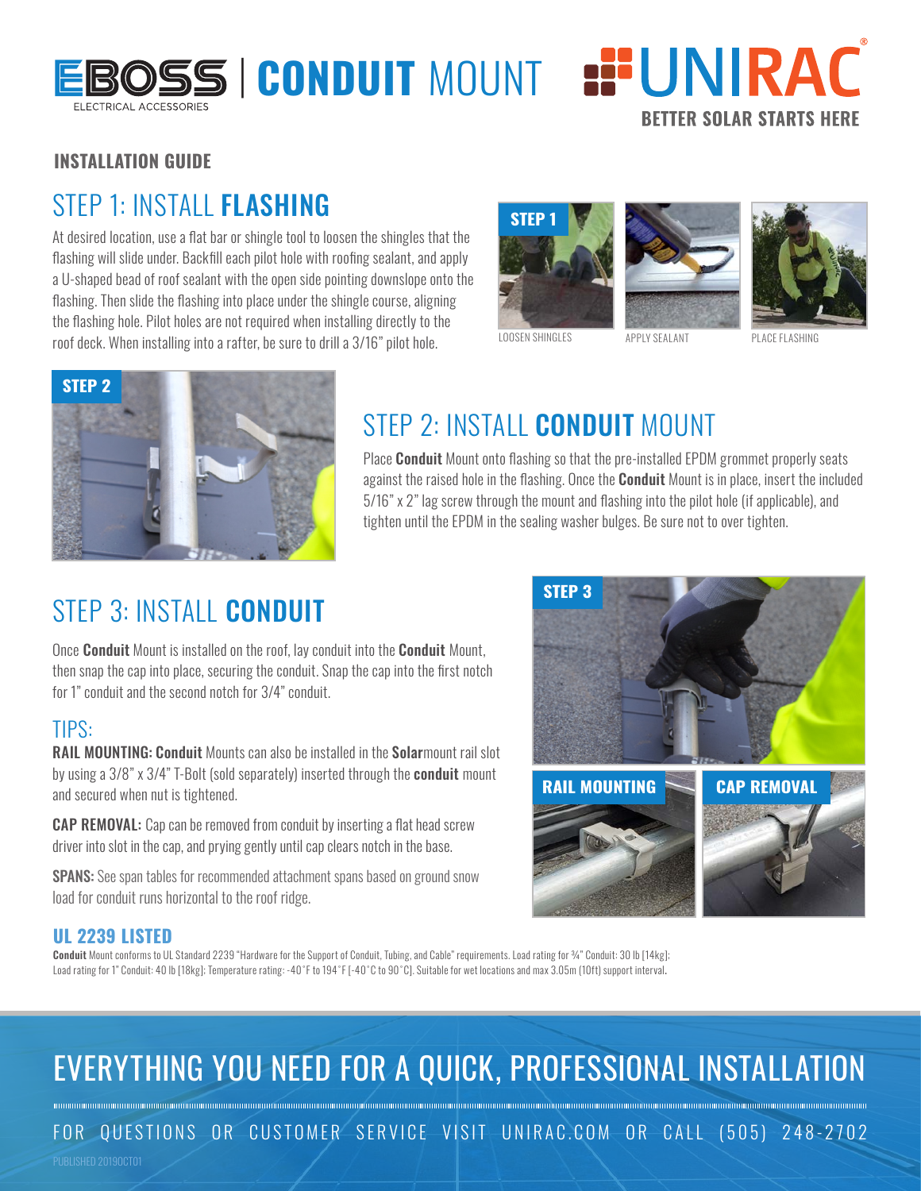# EBOSS | CONDUIT MOUNT

ELECTRICAL ACCESSORIES

UNIRAC®
BETTER SOLAR STARTS HERE

## INSTALLATION GUIDE

## STEP 1: INSTALL **FLASHING**

At desired location, use a flat bar or shingle tool to loosen the shingles that the flashing will slide under. Backfill each pilot hole with roofing sealant, and apply a U-shaped bead of roof sealant with the open side pointing downslope onto the flashing. Then slide the flashing into place under the shingle course, aligning the flashing hole. Pilot holes are not required when installing directly to the roof deck. When installing into a rafter, be sure to drill a 3/16" pilot hole.

STEP 1

LOOSEN SHINGLES

APPLY SEALANT

PLACE FLASHING

STEP 2

## STEP 2: INSTALL **CONDUIT** MOUNT

Place **Conduit** Mount onto flashing so that the pre-installed EPDM grommet properly seats against the raised hole in the flashing. Once the **Conduit** Mount is in place, insert the included 5/16" x 2" lag screw through the mount and flashing into the pilot hole (if applicable), and tighten until the EPDM in the sealing washer bulges. Be sure not to over tighten.

## STEP 3: INSTALL **CONDUIT**

Once **Conduit** Mount is installed on the roof, lay conduit into the **Conduit** Mount, then snap the cap into place, securing the conduit. Snap the cap into the first notch for 1" conduit and the second notch for 3/4" conduit.

STEP 3

RAIL MOUNTING

CAP REMOVAL

### TIPS:

**RAIL MOUNTING: Conduit** Mounts can also be installed in the **Solar**mount rail slot by using a 3/8" x 3/4" T-Bolt (sold separately) inserted through the **conduit** mount and secured when nut is tightened.

**CAP REMOVAL:** Cap can be removed from conduit by inserting a flat head screw driver into slot in the cap, and prying gently until cap clears notch in the base.

**SPANS:** See span tables for recommended attachment spans based on ground snow load for conduit runs horizontal to the roof ridge.

### UL 2239 LISTED

**Conduit** Mount conforms to UL Standard 2239 "Hardware for the Support of Conduit, Tubing, and Cable" requirements. Load rating for ¾" Conduit: 30 lb [14kg]; Load rating for 1" Conduit: 40 lb [18kg]; Temperature rating: -40°F to 194°F [-40°C to 90°C]. Suitable for wet locations and max 3.05m (10ft) support interval.

## EVERYTHING YOU NEED FOR A QUICK, PROFESSIONAL INSTALLATION

FOR QUESTIONS OR CUSTOMER SERVICE VISIT UNIRAC.COM OR CALL (505) 248-2702

PUBLISHED 2019OCT01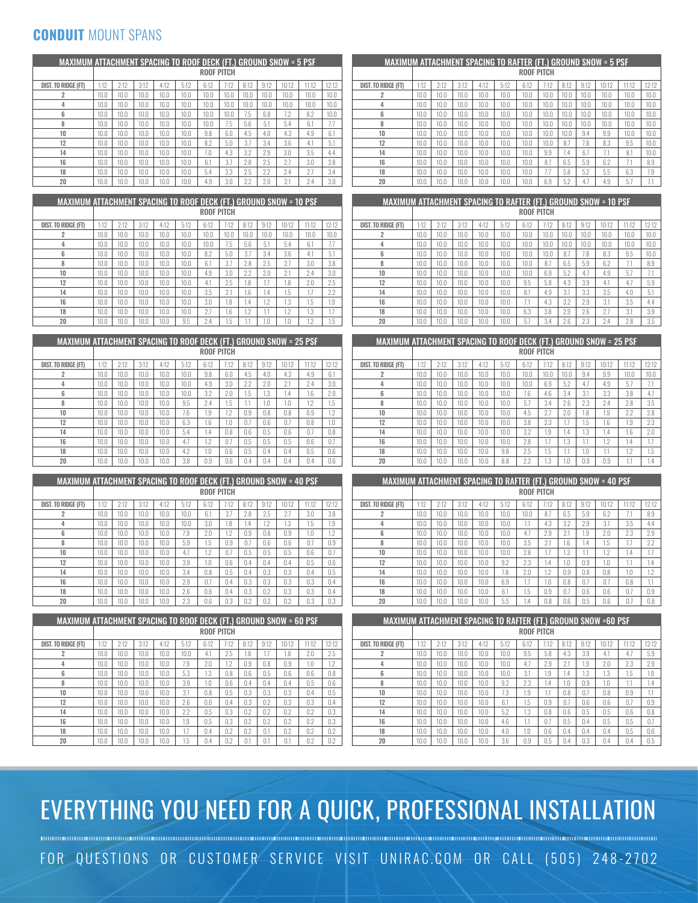# **CONDUIT** MOUNT SPANS

**MAXIMUM ATTACHMENT SPACING TO ROOF DECK (FT.) GROUND SNOW = 5 PSF**

| | ROOF PITCH | | | | | | | | | | | |
|---|---|---|---|---|---|---|---|---|---|---|---|---|
| DIST. TO RIDGE (FT) | 1:12 | 2:12 | 3:12 | 4:12 | 5:12 | 6:12 | 7:12 | 8:12 | 9:12 | 10:12 | 11:12 | 12:12 |
| 2 | 10.0 | 10.0 | 10.0 | 10.0 | 10.0 | 10.0 | 10.0 | 10.0 | 10.0 | 10.0 | 10.0 | 10.0 |
| 4 | 10.0 | 10.0 | 10.0 | 10.0 | 10.0 | 10.0 | 10.0 | 10.0 | 10.0 | 10.0 | 10.0 | 10.0 |
| 6 | 10.0 | 10.0 | 10.0 | 10.0 | 10.0 | 10.0 | 10.0 | 7.5 | 6.8 | 7.2 | 8.2 | 10.0 |
| 8 | 10.0 | 10.0 | 10.0 | 10.0 | 10.0 | 10.0 | 7.5 | 5.6 | 5.1 | 5.4 | 6.1 | 7.7 |
| 10 | 10.0 | 10.0 | 10.0 | 10.0 | 10.0 | 9.8 | 6.0 | 4.5 | 4.0 | 4.3 | 4.9 | 6.1 |
| 12 | 10.0 | 10.0 | 10.0 | 10.0 | 10.0 | 8.2 | 5.0 | 3.7 | 3.4 | 3.6 | 4.1 | 5.1 |
| 14 | 10.0 | 10.0 | 10.0 | 10.0 | 10.0 | 7.0 | 4.3 | 3.2 | 2.9 | 3.0 | 3.5 | 4.4 |
| 16 | 10.0 | 10.0 | 10.0 | 10.0 | 10.0 | 6.1 | 3.7 | 2.8 | 2.5 | 2.7 | 3.0 | 3.8 |
| 18 | 10.0 | 10.0 | 10.0 | 10.0 | 10.0 | 5.4 | 3.3 | 2.5 | 2.2 | 2.4 | 2.7 | 3.4 |
| 20 | 10.0 | 10.0 | 10.0 | 10.0 | 10.0 | 4.9 | 3.0 | 2.2 | 2.0 | 2.1 | 2.4 | 3.0 |

**MAXIMUM ATTACHMENT SPACING TO RAFTER (FT.) GROUND SNOW = 5 PSF**

| | ROOF PITCH | | | | | | | | | | | |
|---|---|---|---|---|---|---|---|---|---|---|---|---|
| DIST. TO RIDGE (FT) | 1:12 | 2:12 | 3:12 | 4:12 | 5:12 | 6:12 | 7:12 | 8:12 | 9:12 | 10:12 | 11:12 | 12:12 |
| 2 | 10.0 | 10.0 | 10.0 | 10.0 | 10.0 | 10.0 | 10.0 | 10.0 | 10.0 | 10.0 | 10.0 | 10.0 |
| 4 | 10.0 | 10.0 | 10.0 | 10.0 | 10.0 | 10.0 | 10.0 | 10.0 | 10.0 | 10.0 | 10.0 | 10.0 |
| 6 | 10.0 | 10.0 | 10.0 | 10.0 | 10.0 | 10.0 | 10.0 | 10.0 | 10.0 | 10.0 | 10.0 | 10.0 |
| 8 | 10.0 | 10.0 | 10.0 | 10.0 | 10.0 | 10.0 | 10.0 | 10.0 | 10.0 | 10.0 | 10.0 | 10.0 |
| 10 | 10.0 | 10.0 | 10.0 | 10.0 | 10.0 | 10.0 | 10.0 | 10.0 | 9.4 | 9.9 | 10.0 | 10.0 |
| 12 | 10.0 | 10.0 | 10.0 | 10.0 | 10.0 | 10.0 | 10.0 | 8.7 | 7.8 | 8.3 | 9.5 | 10.0 |
| 14 | 10.0 | 10.0 | 10.0 | 10.0 | 10.0 | 10.0 | 9.9 | 7.4 | 6.7 | 7.1 | 8.1 | 10.0 |
| 16 | 10.0 | 10.0 | 10.0 | 10.0 | 10.0 | 10.0 | 8.7 | 6.5 | 5.9 | 6.2 | 7.1 | 8.9 |
| 18 | 10.0 | 10.0 | 10.0 | 10.0 | 10.0 | 10.0 | 7.7 | 5.8 | 5.2 | 5.5 | 6.3 | 7.9 |
| 20 | 10.0 | 10.0 | 10.0 | 10.0 | 10.0 | 10.0 | 6.9 | 5.2 | 4.7 | 4.9 | 5.7 | 7.1 |

**MAXIMUM ATTACHMENT SPACING TO ROOF DECK (FT.) GROUND SNOW = 10 PSF**

| | ROOF PITCH | | | | | | | | | | | |
|---|---|---|---|---|---|---|---|---|---|---|---|---|
| DIST. TO RIDGE (FT) | 1:12 | 2:12 | 3:12 | 4:12 | 5:12 | 6:12 | 7:12 | 8:12 | 9:12 | 10:12 | 11:12 | 12:12 |
| 2 | 10.0 | 10.0 | 10.0 | 10.0 | 10.0 | 10.0 | 10.0 | 10.0 | 10.0 | 10.0 | 10.0 | 10.0 |
| 4 | 10.0 | 10.0 | 10.0 | 10.0 | 10.0 | 10.0 | 7.5 | 5.6 | 5.1 | 5.4 | 6.1 | 7.7 |
| 6 | 10.0 | 10.0 | 10.0 | 10.0 | 10.0 | 8.2 | 5.0 | 3.7 | 3.4 | 3.6 | 4.1 | 5.1 |
| 8 | 10.0 | 10.0 | 10.0 | 10.0 | 10.0 | 6.1 | 3.7 | 2.8 | 2.5 | 2.7 | 3.0 | 3.8 |
| 10 | 10.0 | 10.0 | 10.0 | 10.0 | 10.0 | 4.9 | 3.0 | 2.2 | 2.0 | 2.1 | 2.4 | 3.0 |
| 12 | 10.0 | 10.0 | 10.0 | 10.0 | 10.0 | 4.1 | 2.5 | 1.8 | 1.7 | 1.8 | 2.0 | 2.5 |
| 14 | 10.0 | 10.0 | 10.0 | 10.0 | 10.0 | 3.5 | 2.1 | 1.6 | 1.4 | 1.5 | 1.7 | 2.2 |
| 16 | 10.0 | 10.0 | 10.0 | 10.0 | 10.0 | 3.0 | 1.8 | 1.4 | 1.2 | 1.3 | 1.5 | 1.9 |
| 18 | 10.0 | 10.0 | 10.0 | 10.0 | 10.0 | 2.7 | 1.6 | 1.2 | 1.1 | 1.2 | 1.3 | 1.7 |
| 20 | 10.0 | 10.0 | 10.0 | 10.0 | 9.5 | 2.4 | 1.5 | 1.1 | 1.0 | 1.0 | 1.2 | 1.5 |

**MAXIMUM ATTACHMENT SPACING TO RAFTER (FT.) GROUND SNOW = 10 PSF**

| | ROOF PITCH | | | | | | | | | | | |
|---|---|---|---|---|---|---|---|---|---|---|---|---|
| DIST. TO RIDGE (FT) | 1:12 | 2:12 | 3:12 | 4:12 | 5:12 | 6:12 | 7:12 | 8:12 | 9:12 | 10:12 | 11:12 | 12:12 |
| 2 | 10.0 | 10.0 | 10.0 | 10.0 | 10.0 | 10.0 | 10.0 | 10.0 | 10.0 | 10.0 | 10.0 | 10.0 |
| 4 | 10.0 | 10.0 | 10.0 | 10.0 | 10.0 | 10.0 | 10.0 | 10.0 | 10.0 | 10.0 | 10.0 | 10.0 |
| 6 | 10.0 | 10.0 | 10.0 | 10.0 | 10.0 | 10.0 | 10.0 | 8.7 | 7.8 | 8.3 | 9.5 | 10.0 |
| 8 | 10.0 | 10.0 | 10.0 | 10.0 | 10.0 | 10.0 | 8.7 | 6.5 | 5.9 | 6.2 | 7.1 | 8.9 |
| 10 | 10.0 | 10.0 | 10.0 | 10.0 | 10.0 | 10.0 | 6.9 | 5.2 | 4.7 | 4.9 | 5.7 | 7.1 |
| 12 | 10.0 | 10.0 | 10.0 | 10.0 | 10.0 | 9.5 | 5.8 | 4.3 | 3.9 | 4.1 | 4.7 | 5.9 |
| 14 | 10.0 | 10.0 | 10.0 | 10.0 | 10.0 | 8.1 | 4.9 | 3.7 | 3.3 | 3.5 | 4.0 | 5.1 |
| 16 | 10.0 | 10.0 | 10.0 | 10.0 | 10.0 | 7.1 | 4.3 | 3.2 | 2.9 | 3.1 | 3.5 | 4.4 |
| 18 | 10.0 | 10.0 | 10.0 | 10.0 | 10.0 | 6.3 | 3.8 | 2.9 | 2.6 | 2.7 | 3.1 | 3.9 |
| 20 | 10.0 | 10.0 | 10.0 | 10.0 | 10.0 | 5.7 | 3.4 | 2.6 | 2.3 | 2.4 | 2.8 | 3.5 |

**MAXIMUM ATTACHMENT SPACING TO ROOF DECK (FT.) GROUND SNOW = 25 PSF**

| | ROOF PITCH | | | | | | | | | | | |
|---|---|---|---|---|---|---|---|---|---|---|---|---|
| DIST. TO RIDGE (FT) | 1:12 | 2:12 | 3:12 | 4:12 | 5:12 | 6:12 | 7:12 | 8:12 | 9:12 | 10:12 | 11:12 | 12:12 |
| 2 | 10.0 | 10.0 | 10.0 | 10.0 | 10.0 | 9.8 | 6.0 | 4.5 | 4.0 | 4.3 | 4.9 | 6.1 |
| 4 | 10.0 | 10.0 | 10.0 | 10.0 | 10.0 | 4.9 | 3.0 | 2.2 | 2.0 | 2.1 | 2.4 | 3.0 |
| 6 | 10.0 | 10.0 | 10.0 | 10.0 | 10.0 | 3.2 | 2.0 | 1.5 | 1.3 | 1.4 | 1.6 | 2.0 |
| 8 | 10.0 | 10.0 | 10.0 | 10.0 | 9.5 | 2.4 | 1.5 | 1.1 | 1.0 | 1.0 | 1.2 | 1.5 |
| 10 | 10.0 | 10.0 | 10.0 | 10.0 | 7.6 | 1.9 | 1.2 | 0.9 | 0.8 | 0.8 | 0.9 | 1.2 |
| 12 | 10.0 | 10.0 | 10.0 | 10.0 | 6.3 | 1.6 | 1.0 | 0.7 | 0.6 | 0.7 | 0.8 | 1.0 |
| 14 | 10.0 | 10.0 | 10.0 | 10.0 | 5.4 | 1.4 | 0.8 | 0.6 | 0.5 | 0.6 | 0.7 | 0.8 |
| 16 | 10.0 | 10.0 | 10.0 | 10.0 | 4.7 | 1.2 | 0.7 | 0.5 | 0.5 | 0.5 | 0.6 | 0.7 |
| 18 | 10.0 | 10.0 | 10.0 | 10.0 | 4.2 | 1.0 | 0.6 | 0.5 | 0.4 | 0.4 | 0.5 | 0.6 |
| 20 | 10.0 | 10.0 | 10.0 | 10.0 | 3.8 | 0.9 | 0.6 | 0.4 | 0.4 | 0.4 | 0.4 | 0.6 |

**MAXIMUM ATTACHMENT SPACING TO ROOF DECK (FT.) GROUND SNOW = 25 PSF**

| | ROOF PITCH | | | | | | | | | | | |
|---|---|---|---|---|---|---|---|---|---|---|---|---|
| DIST. TO RIDGE (FT) | 1:12 | 2:12 | 3:12 | 4:12 | 5:12 | 6:12 | 7:12 | 8:12 | 9:12 | 10:12 | 11:12 | 12:12 |
| 2 | 10.0 | 10.0 | 10.0 | 10.0 | 10.0 | 10.0 | 10.0 | 10.0 | 9.4 | 9.9 | 10.0 | 10.0 |
| 4 | 10.0 | 10.0 | 10.0 | 10.0 | 10.0 | 10.0 | 6.9 | 5.2 | 4.7 | 4.9 | 5.7 | 7.1 |
| 6 | 10.0 | 10.0 | 10.0 | 10.0 | 10.0 | 7.6 | 4.6 | 3.4 | 3.1 | 3.3 | 3.8 | 4.7 |
| 8 | 10.0 | 10.0 | 10.0 | 10.0 | 10.0 | 5.7 | 3.4 | 2.6 | 2.3 | 2.4 | 2.8 | 3.5 |
| 10 | 10.0 | 10.0 | 10.0 | 10.0 | 10.0 | 4.5 | 2.7 | 2.0 | 1.8 | 1.9 | 2.2 | 2.8 |
| 12 | 10.0 | 10.0 | 10.0 | 10.0 | 10.0 | 3.8 | 2.3 | 1.7 | 1.5 | 1.6 | 1.9 | 2.3 |
| 14 | 10.0 | 10.0 | 10.0 | 10.0 | 10.0 | 3.2 | 1.9 | 1.4 | 1.3 | 1.4 | 1.6 | 2.0 |
| 16 | 10.0 | 10.0 | 10.0 | 10.0 | 10.0 | 2.8 | 1.7 | 1.3 | 1.1 | 1.2 | 1.4 | 1.7 |
| 18 | 10.0 | 10.0 | 10.0 | 10.0 | 9.8 | 2.5 | 1.5 | 1.1 | 1.0 | 1.1 | 1.2 | 1.5 |
| 20 | 10.0 | 10.0 | 10.0 | 10.0 | 8.8 | 2.2 | 1.3 | 1.0 | 0.9 | 0.9 | 1.1 | 1.4 |

**MAXIMUM ATTACHMENT SPACING TO ROOF DECK (FT.) GROUND SNOW = 40 PSF**

| | ROOF PITCH | | | | | | | | | | | |
|---|---|---|---|---|---|---|---|---|---|---|---|---|
| DIST. TO RIDGE (FT) | 1:12 | 2:12 | 3:12 | 4:12 | 5:12 | 6:12 | 7:12 | 8:12 | 9:12 | 10:12 | 11:12 | 12:12 |
| 2 | 10.0 | 10.0 | 10.0 | 10.0 | 10.0 | 6.1 | 3.7 | 2.8 | 2.5 | 2.7 | 3.0 | 3.8 |
| 4 | 10.0 | 10.0 | 10.0 | 10.0 | 10.0 | 3.0 | 1.8 | 1.4 | 1.2 | 1.3 | 1.5 | 1.9 |
| 6 | 10.0 | 10.0 | 10.0 | 10.0 | 7.9 | 2.0 | 1.2 | 0.9 | 0.8 | 0.9 | 1.0 | 1.2 |
| 8 | 10.0 | 10.0 | 10.0 | 10.0 | 5.9 | 1.5 | 0.9 | 0.7 | 0.6 | 0.6 | 0.7 | 0.9 |
| 10 | 10.0 | 10.0 | 10.0 | 10.0 | 4.7 | 1.2 | 0.7 | 0.5 | 0.5 | 0.5 | 0.6 | 0.7 |
| 12 | 10.0 | 10.0 | 10.0 | 10.0 | 3.9 | 1.0 | 0.6 | 0.4 | 0.4 | 0.4 | 0.5 | 0.6 |
| 14 | 10.0 | 10.0 | 10.0 | 10.0 | 3.4 | 0.8 | 0.5 | 0.4 | 0.3 | 0.3 | 0.4 | 0.5 |
| 16 | 10.0 | 10.0 | 10.0 | 10.0 | 2.9 | 0.7 | 0.4 | 0.3 | 0.3 | 0.3 | 0.3 | 0.4 |
| 18 | 10.0 | 10.0 | 10.0 | 10.0 | 2.6 | 0.6 | 0.4 | 0.3 | 0.2 | 0.3 | 0.3 | 0.4 |
| 20 | 10.0 | 10.0 | 10.0 | 10.0 | 2.3 | 0.6 | 0.3 | 0.2 | 0.2 | 0.2 | 0.3 | 0.3 |

**MAXIMUM ATTACHMENT SPACING TO RAFTER (FT.) GROUND SNOW = 40 PSF**

| | ROOF PITCH | | | | | | | | | | | |
|---|---|---|---|---|---|---|---|---|---|---|---|---|
| DIST. TO RIDGE (FT) | 1:12 | 2:12 | 3:12 | 4:12 | 5:12 | 6:12 | 7:12 | 8:12 | 9:12 | 10:12 | 11:12 | 12:12 |
| 2 | 10.0 | 10.0 | 10.0 | 10.0 | 10.0 | 10.0 | 8.7 | 6.5 | 5.9 | 6.2 | 7.1 | 8.9 |
| 4 | 10.0 | 10.0 | 10.0 | 10.0 | 10.0 | 7.1 | 4.3 | 3.2 | 2.9 | 3.1 | 3.5 | 4.4 |
| 6 | 10.0 | 10.0 | 10.0 | 10.0 | 10.0 | 4.7 | 2.9 | 2.1 | 1.9 | 2.0 | 2.3 | 2.9 |
| 8 | 10.0 | 10.0 | 10.0 | 10.0 | 10.0 | 3.5 | 2.1 | 1.6 | 1.4 | 1.5 | 1.7 | 2.2 |
| 10 | 10.0 | 10.0 | 10.0 | 10.0 | 10.0 | 2.8 | 1.7 | 1.3 | 1.1 | 1.2 | 1.4 | 1.7 |
| 12 | 10.0 | 10.0 | 10.0 | 10.0 | 9.2 | 2.3 | 1.4 | 1.0 | 0.9 | 1.0 | 1.1 | 1.4 |
| 14 | 10.0 | 10.0 | 10.0 | 10.0 | 7.8 | 2.0 | 1.2 | 0.9 | 0.8 | 0.8 | 1.0 | 1.2 |
| 16 | 10.0 | 10.0 | 10.0 | 10.0 | 6.9 | 1.7 | 1.0 | 0.8 | 0.7 | 0.7 | 0.8 | 1.1 |
| 18 | 10.0 | 10.0 | 10.0 | 10.0 | 6.1 | 1.5 | 0.9 | 0.7 | 0.6 | 0.6 | 0.7 | 0.9 |
| 20 | 10.0 | 10.0 | 10.0 | 10.0 | 5.5 | 1.4 | 0.8 | 0.6 | 0.5 | 0.6 | 0.7 | 0.8 |

**MAXIMUM ATTACHMENT SPACING TO ROOF DECK (FT.) GROUND SNOW = 60 PSF**

| | ROOF PITCH | | | | | | | | | | | |
|---|---|---|---|---|---|---|---|---|---|---|---|---|
| DIST. TO RIDGE (FT) | 1:12 | 2:12 | 3:12 | 4:12 | 5:12 | 6:12 | 7:12 | 8:12 | 9:12 | 10:12 | 11:12 | 12:12 |
| 2 | 10.0 | 10.0 | 10.0 | 10.0 | 10.0 | 4.1 | 2.5 | 1.8 | 1.7 | 1.8 | 2.0 | 2.5 |
| 4 | 10.0 | 10.0 | 10.0 | 10.0 | 7.9 | 2.0 | 1.2 | 0.9 | 0.8 | 0.9 | 1.0 | 1.2 |
| 6 | 10.0 | 10.0 | 10.0 | 10.0 | 5.3 | 1.3 | 0.8 | 0.6 | 0.5 | 0.6 | 0.6 | 0.8 |
| 8 | 10.0 | 10.0 | 10.0 | 10.0 | 3.9 | 1.0 | 0.6 | 0.4 | 0.4 | 0.4 | 0.5 | 0.6 |
| 10 | 10.0 | 10.0 | 10.0 | 10.0 | 3.1 | 0.8 | 0.5 | 0.3 | 0.3 | 0.3 | 0.4 | 0.5 |
| 12 | 10.0 | 10.0 | 10.0 | 10.0 | 2.6 | 0.6 | 0.4 | 0.3 | 0.2 | 0.3 | 0.3 | 0.4 |
| 14 | 10.0 | 10.0 | 10.0 | 10.0 | 2.2 | 0.5 | 0.3 | 0.2 | 0.2 | 0.2 | 0.2 | 0.3 |
| 16 | 10.0 | 10.0 | 10.0 | 10.0 | 1.9 | 0.5 | 0.3 | 0.2 | 0.2 | 0.2 | 0.2 | 0.3 |
| 18 | 10.0 | 10.0 | 10.0 | 10.0 | 1.7 | 0.4 | 0.2 | 0.2 | 0.1 | 0.2 | 0.2 | 0.2 |
| 20 | 10.0 | 10.0 | 10.0 | 10.0 | 1.5 | 0.4 | 0.2 | 0.1 | 0.1 | 0.1 | 0.2 | 0.2 |

**MAXIMUM ATTACHMENT SPACING TO RAFTER (FT.) GROUND SNOW =60 PSF**

| | ROOF PITCH | | | | | | | | | | | |
|---|---|---|---|---|---|---|---|---|---|---|---|---|
| DIST. TO RIDGE (FT) | 1:12 | 2:12 | 3:12 | 4:12 | 5:12 | 6:12 | 7:12 | 8:12 | 9:12 | 10:12 | 11:12 | 12:12 |
| 2 | 10.0 | 10.0 | 10.0 | 10.0 | 10.0 | 9.5 | 5.8 | 4.3 | 3.9 | 4.1 | 4.7 | 5.9 |
| 4 | 10.0 | 10.0 | 10.0 | 10.0 | 10.0 | 4.7 | 2.9 | 2.1 | 1.9 | 2.0 | 2.3 | 2.9 |
| 6 | 10.0 | 10.0 | 10.0 | 10.0 | 10.0 | 3.1 | 1.9 | 1.4 | 1.3 | 1.3 | 1.5 | 1.9 |
| 8 | 10.0 | 10.0 | 10.0 | 10.0 | 9.2 | 2.3 | 1.4 | 1.0 | 0.9 | 1.0 | 1.1 | 1.4 |
| 10 | 10.0 | 10.0 | 10.0 | 10.0 | 7.3 | 1.9 | 1.1 | 0.8 | 0.7 | 0.8 | 0.9 | 1.1 |
| 12 | 10.0 | 10.0 | 10.0 | 10.0 | 6.1 | 1.5 | 0.9 | 0.7 | 0.6 | 0.6 | 0.7 | 0.9 |
| 14 | 10.0 | 10.0 | 10.0 | 10.0 | 5.2 | 1.3 | 0.8 | 0.6 | 0.5 | 0.5 | 0.6 | 0.8 |
| 16 | 10.0 | 10.0 | 10.0 | 10.0 | 4.6 | 1.1 | 0.7 | 0.5 | 0.4 | 0.5 | 0.5 | 0.7 |
| 18 | 10.0 | 10.0 | 10.0 | 10.0 | 4.0 | 1.0 | 0.6 | 0.4 | 0.4 | 0.4 | 0.5 | 0.6 |
| 20 | 10.0 | 10.0 | 10.0 | 10.0 | 3.6 | 0.9 | 0.5 | 0.4 | 0.3 | 0.4 | 0.4 | 0.5 |

# EVERYTHING YOU NEED FOR A QUICK, PROFESSIONAL INSTALLATION

FOR QUESTIONS OR CUSTOMER SERVICE VISIT UNIRAC.COM OR CALL (505) 248-2702